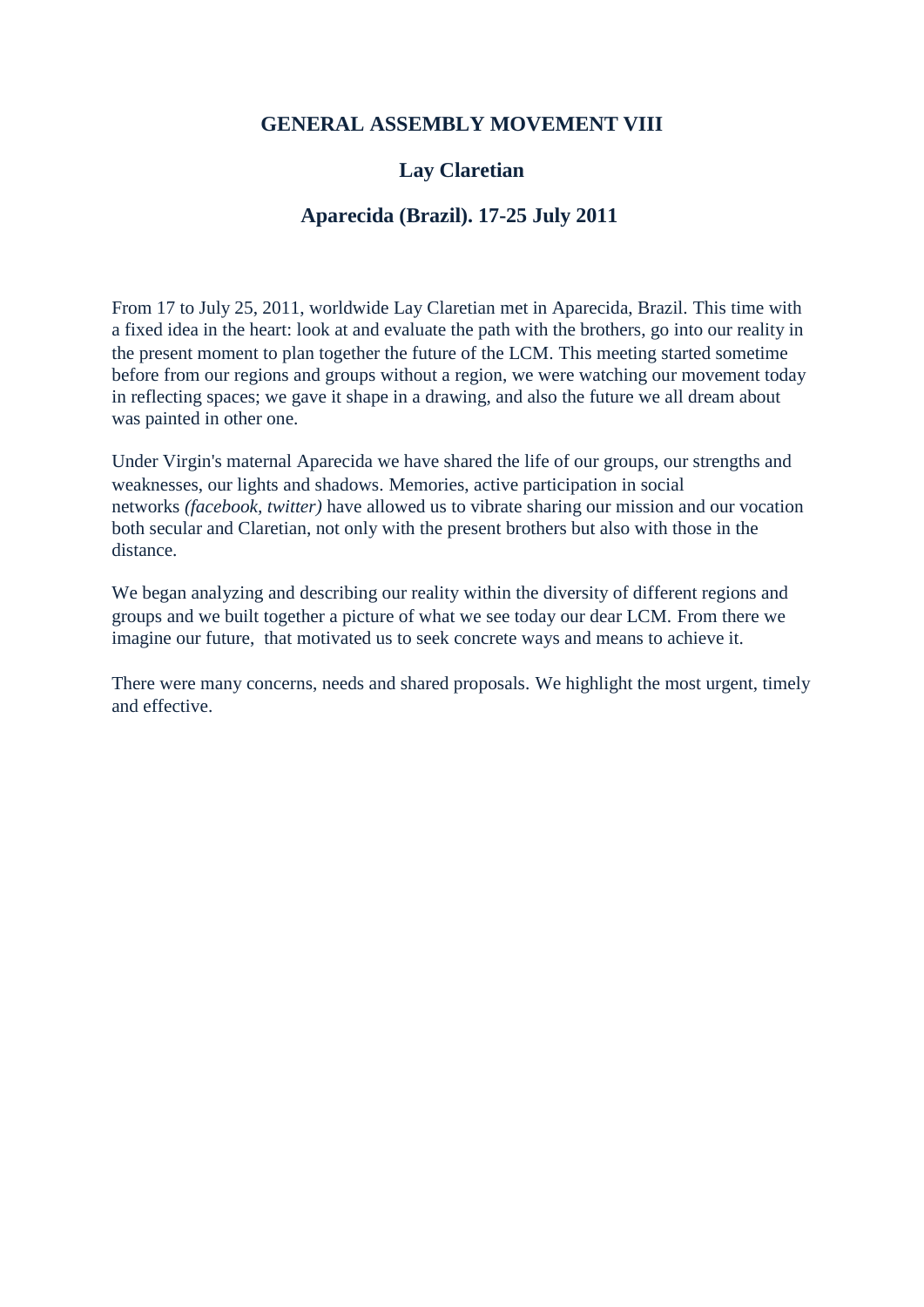# GENERAL ASSEMBLY MOVEMENT VIII

## Lay Claretian

## Aparecida (Brazil). 17-25 July 2011

From 17 to July 25, 2011, worldwide Lay Claretian met in Aparecida, Brazil. This time with a fixed idea in the heart: look at and evaluate the path with the brothers, go into our reality in the present moment to plan together the future of the LCM. This meeting started sometime before from our regions and groups without a region, we were watching our movement today in reflecting spaces; we gave it shape in a drawing, and also the future we all dream about was painted in other one.

Under Virgin's maternal Aparecida we have shared the life of our groups, our strengths and weaknesses, our lights and shadows. Memories, active participation in social networks *(facebook, twitter)* have allowed us to vibrate sharing our mission and our vocation both secular and Claretian, not only with the present brothers but also with those in the distance.

We began analyzing and describing our reality within the diversity of different regions and groups and we built together a picture of what we see today our dear LCM. From there we imagine our future, that motivated us to seek concrete ways and means to achieve it.

There were many concerns, needs and shared proposals. We highlight the most urgent, timely and effective.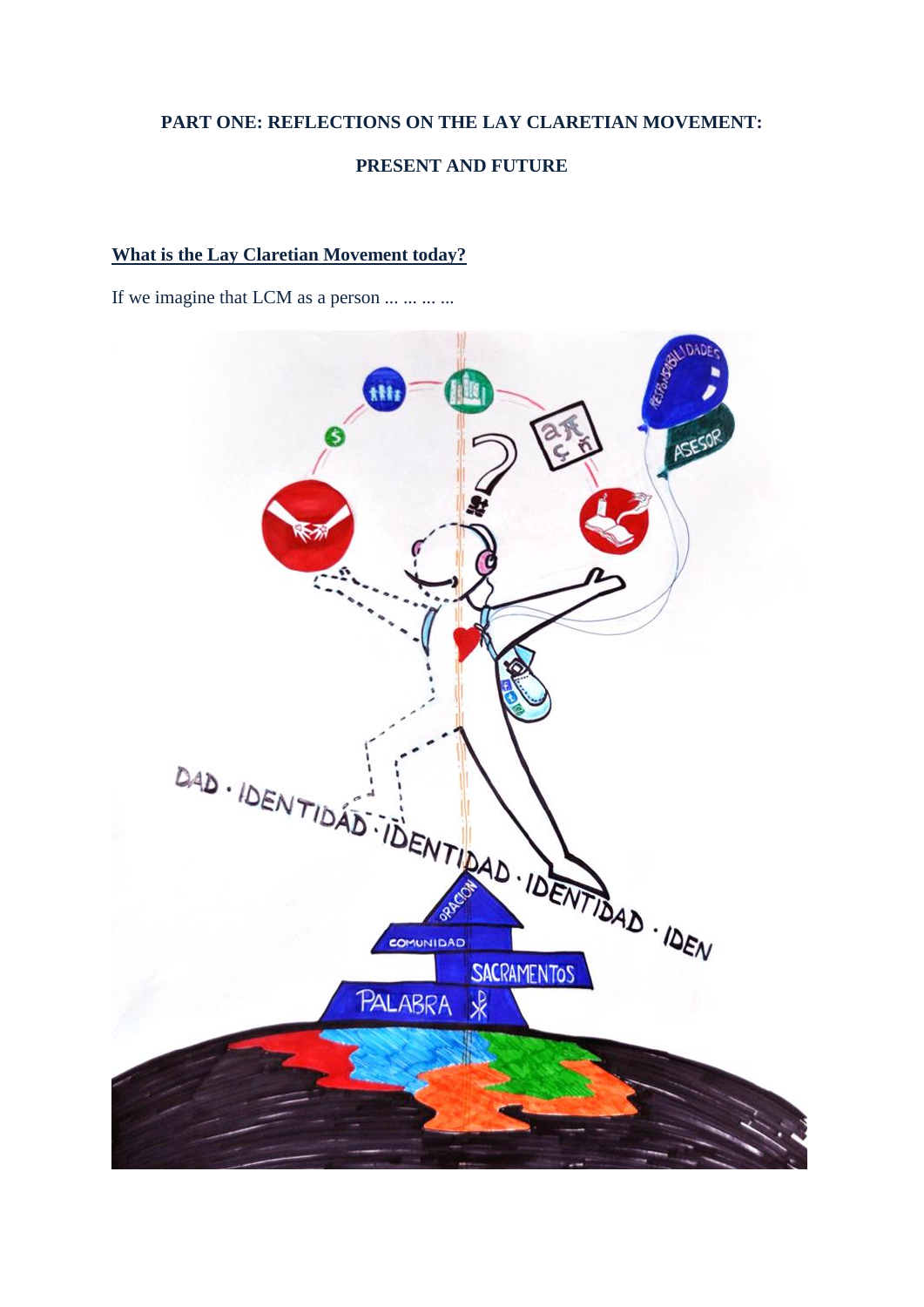**PART ONE: REFLECTIONS ON THE LAY CLARETIAN MOVEMENT:**

**PRESENT AND FUTURE**

**What is the Lay Claretian Movement today?**

If we imagine that LCM as a person ... ... ... ...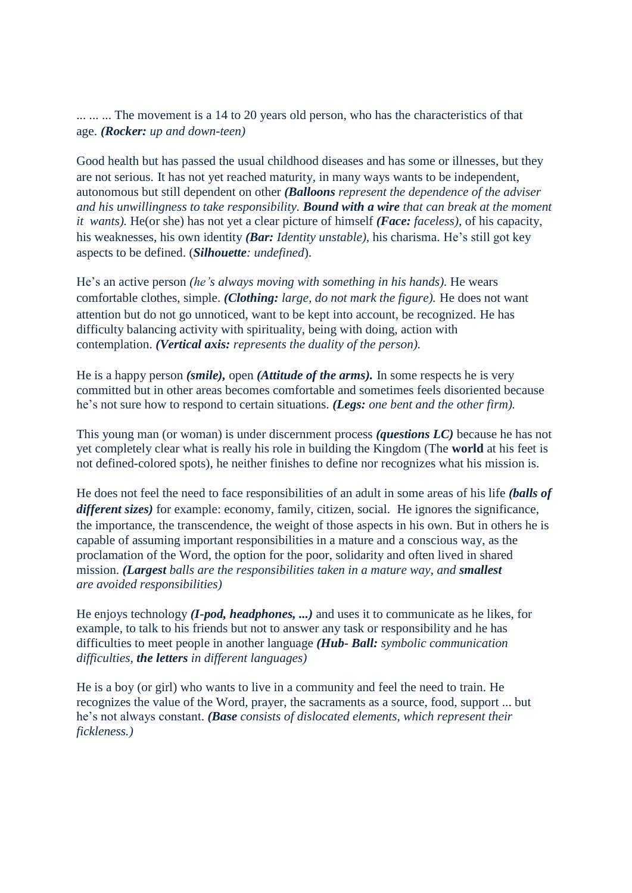... ... ... The movement is a 14 to 20 years old person, who has the characteristics of that age. ***(Rocker:** up and down-teen)*

Good health but has passed the usual childhood diseases and has some or illnesses, but they are not serious. It has not yet reached maturity, in many ways wants to be independent, autonomous but still dependent on other ***(Balloons** represent the dependence of the adviser and his unwillingness to take responsibility.* ***Bound with a wire** that can break at the moment it wants).* He(or she) has not yet a clear picture of himself ***(Face:** faceless),* of his capacity, his weaknesses, his own identity ***(Bar:** Identity unstable),* his charisma. He's still got key aspects to be defined. (***Silhouette**: undefined*).

He's an active person *(he's always moving with something in his hands).* He wears comfortable clothes, simple. ***(Clothing:** large, do not mark the figure).* He does not want attention but do not go unnoticed, want to be kept into account, be recognized. He has difficulty balancing activity with spirituality, being with doing, action with contemplation. ***(Vertical axis:** represents the duality of the person).*

He is a happy person ***(smile),*** open ***(Attitude of the arms).*** In some respects he is very committed but in other areas becomes comfortable and sometimes feels disoriented because he's not sure how to respond to certain situations. ***(Legs:** one bent and the other firm).*

This young man (or woman) is under discernment process ***(questions LC)*** because he has not yet completely clear what is really his role in building the Kingdom (The **world** at his feet is not defined-colored spots), he neither finishes to define nor recognizes what his mission is.

He does not feel the need to face responsibilities of an adult in some areas of his life ***(balls of different sizes)*** for example: economy, family, citizen, social. He ignores the significance, the importance, the transcendence, the weight of those aspects in his own. But in others he is capable of assuming important responsibilities in a mature and a conscious way, as the proclamation of the Word, the option for the poor, solidarity and often lived in shared mission. ***(Largest** balls are the responsibilities taken in a mature way, and **smallest** are avoided responsibilities)*

He enjoys technology ***(I-pod, headphones, ...)*** and uses it to communicate as he likes, for example, to talk to his friends but not to answer any task or responsibility and he has difficulties to meet people in another language ***(Hub- Ball:** symbolic communication difficulties, **the letters** in different languages)*

He is a boy (or girl) who wants to live in a community and feel the need to train. He recognizes the value of the Word, prayer, the sacraments as a source, food, support ... but he's not always constant. ***(Base** consists of dislocated elements, which represent their fickleness.)*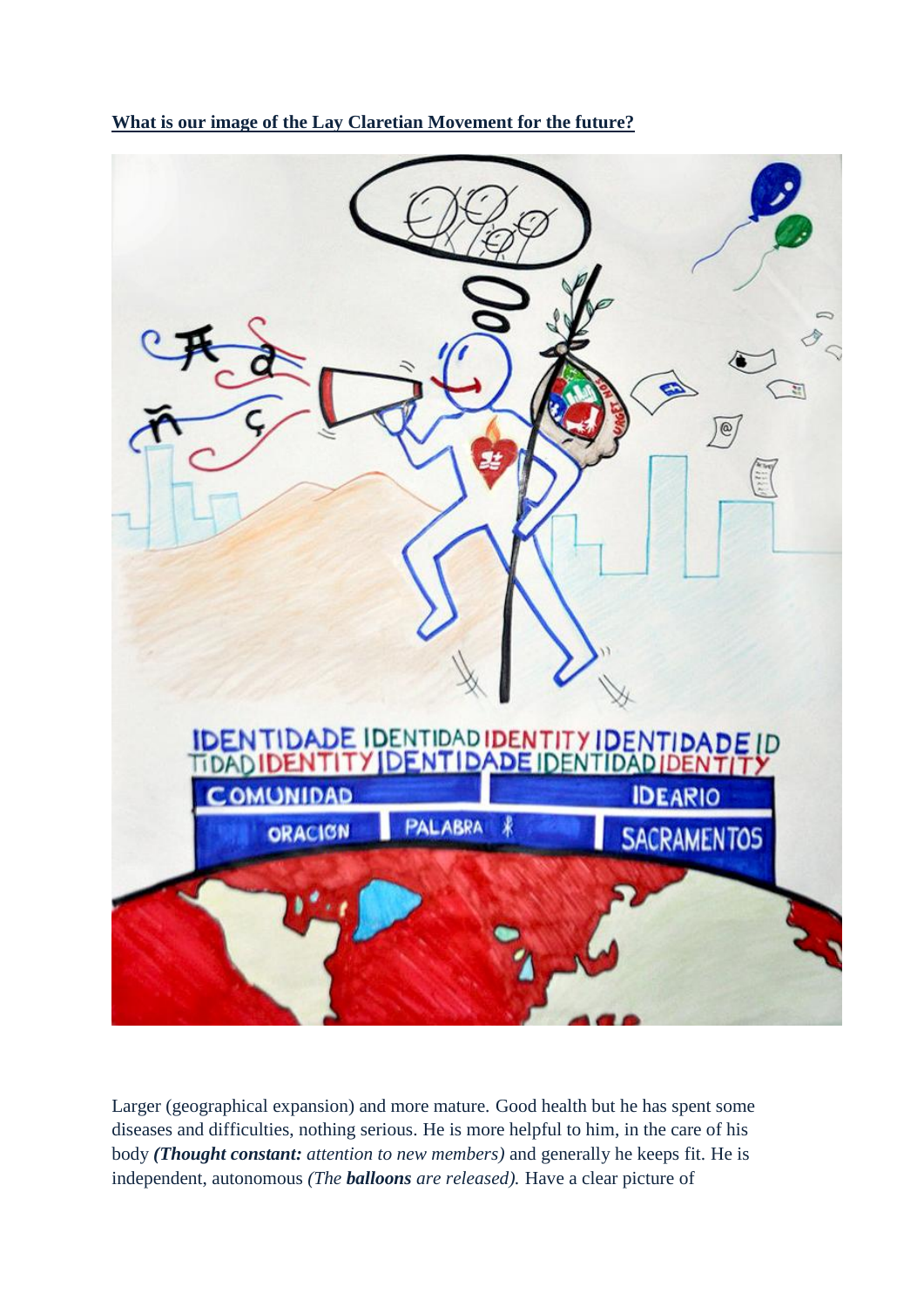**<u>What is our image of the Lay Claretian Movement for the future?</u>**

Larger (geographical expansion) and more mature. Good health but he has spent some diseases and difficulties, nothing serious. He is more helpful to him, in the care of his body ***(Thought constant:*** *attention to new members)* and generally he keeps fit. He is independent, autonomous *(The* ***balloons*** *are released).* Have a clear picture of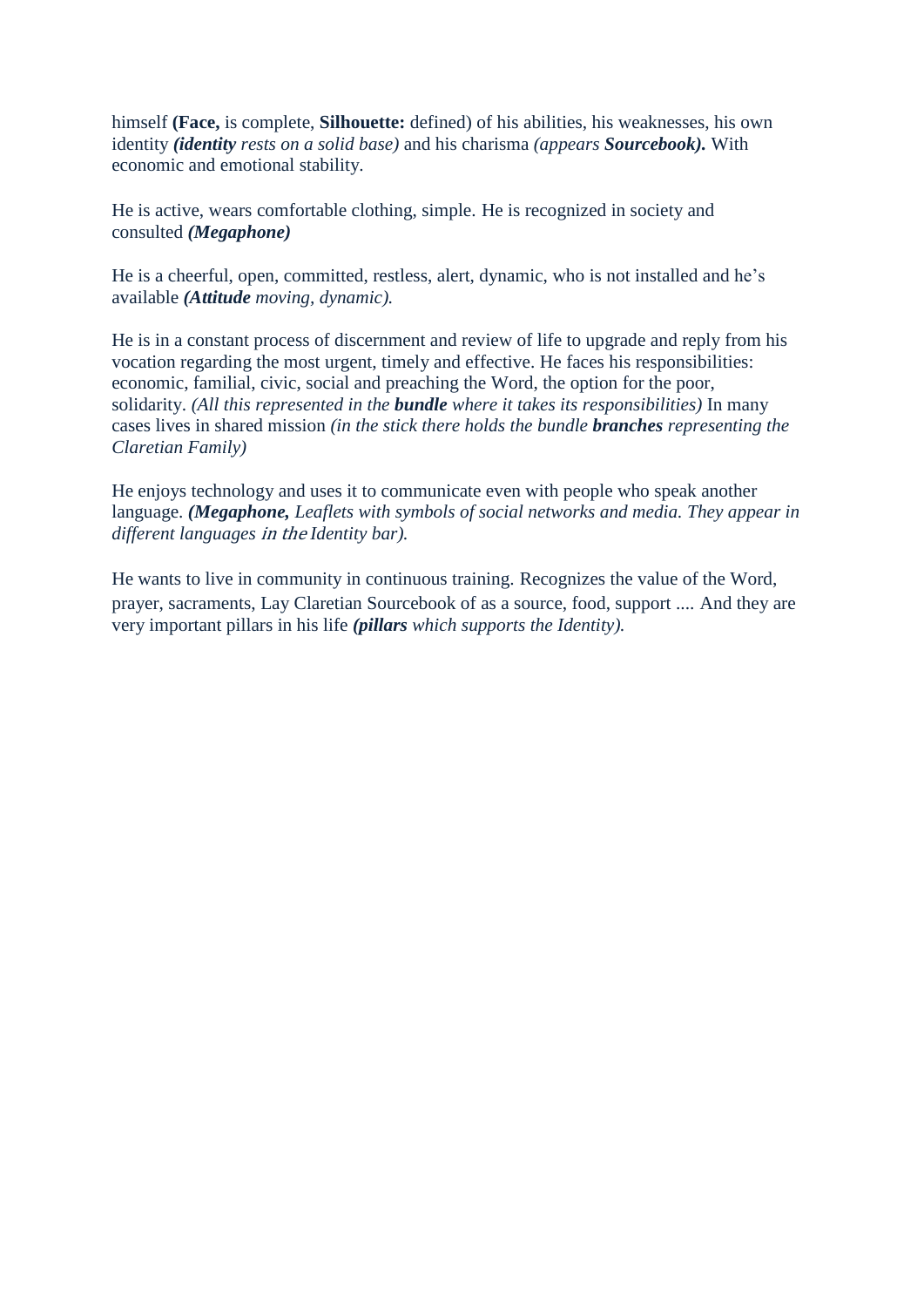himself **(Face,** is complete, **Silhouette:** defined) of his abilities, his weaknesses, his own identity ***(identity** rests on a solid base)* and his charisma *(appears **Sourcebook).*** With economic and emotional stability.

He is active, wears comfortable clothing, simple. He is recognized in society and consulted ***(Megaphone)***

He is a cheerful, open, committed, restless, alert, dynamic, who is not installed and he's available ***(Attitude** moving, dynamic).*

He is in a constant process of discernment and review of life to upgrade and reply from his vocation regarding the most urgent, timely and effective. He faces his responsibilities: economic, familial, civic, social and preaching the Word, the option for the poor, solidarity. *(All this represented in the **bundle** where it takes its responsibilities)* In many cases lives in shared mission *(in the stick there holds the bundle **branches** representing the Claretian Family)*

He enjoys technology and uses it to communicate even with people who speak another language. ***(Megaphone,** Leaflets with symbols of social networks and media. They appear in different languages in the Identity bar).*

He wants to live in community in continuous training. Recognizes the value of the Word, prayer, sacraments, Lay Claretian Sourcebook of as a source, food, support .... And they are very important pillars in his life ***(pillars** which supports the Identity).*